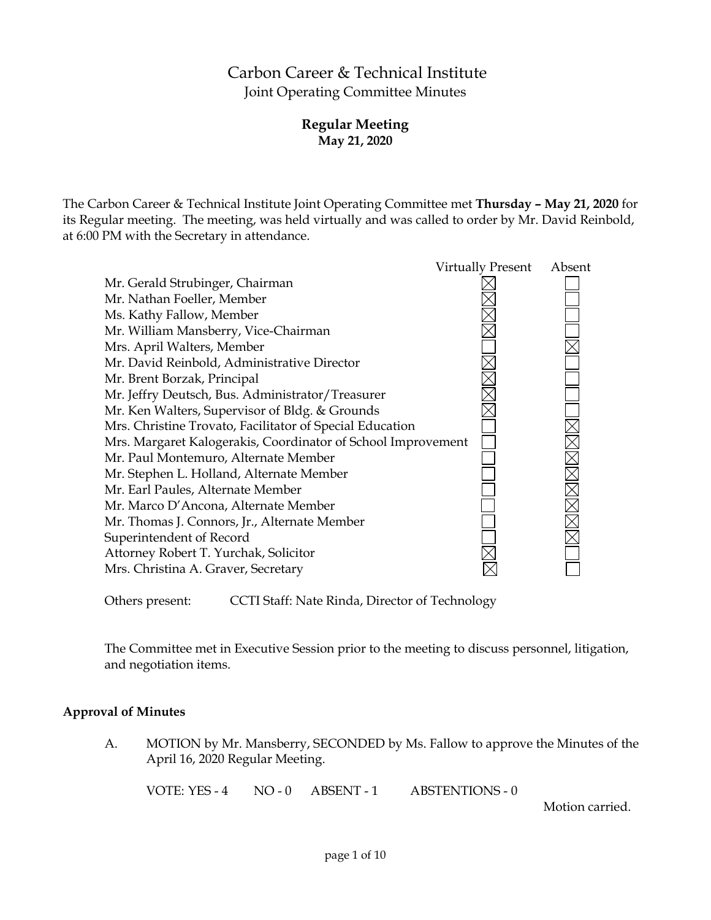# Carbon Career & Technical Institute

Joint Operating Committee Minutes

**Regular Meeting**
**May 21, 2020**

The Carbon Career & Technical Institute Joint Operating Committee met **Thursday – May 21, 2020** for its Regular meeting. The meeting, was held virtually and was called to order by Mr. David Reinbold, at 6:00 PM with the Secretary in attendance.

| | Virtually Present | Absent |
|---|---|---|
| Mr. Gerald Strubinger, Chairman | ☒ | ☐ |
| Mr. Nathan Foeller, Member | ☒ | ☐ |
| Ms. Kathy Fallow, Member | ☒ | ☐ |
| Mr. William Mansberry, Vice-Chairman | ☒ | ☐ |
| Mrs. April Walters, Member | ☐ | ☒ |
| Mr. David Reinbold, Administrative Director | ☒ | ☐ |
| Mr. Brent Borzak, Principal | ☒ | ☐ |
| Mr. Jeffry Deutsch, Bus. Administrator/Treasurer | ☒ | ☐ |
| Mr. Ken Walters, Supervisor of Bldg. & Grounds | ☒ | ☐ |
| Mrs. Christine Trovato, Facilitator of Special Education | ☐ | ☒ |
| Mrs. Margaret Kalogerakis, Coordinator of School Improvement | ☐ | ☒ |
| Mr. Paul Montemuro, Alternate Member | ☐ | ☒ |
| Mr. Stephen L. Holland, Alternate Member | ☐ | ☒ |
| Mr. Earl Paules, Alternate Member | ☐ | ☒ |
| Mr. Marco D'Ancona, Alternate Member | ☐ | ☒ |
| Mr. Thomas J. Connors, Jr., Alternate Member | ☐ | ☒ |
| Superintendent of Record | ☐ | ☒ |
| Attorney Robert T. Yurchak, Solicitor | ☒ | ☐ |
| Mrs. Christina A. Graver, Secretary | ☒ | ☐ |

Others present: CCTI Staff: Nate Rinda, Director of Technology

The Committee met in Executive Session prior to the meeting to discuss personnel, litigation, and negotiation items.

**Approval of Minutes**

A. MOTION by Mr. Mansberry, SECONDED by Ms. Fallow to approve the Minutes of the April 16, 2020 Regular Meeting.

VOTE: YES - 4 NO - 0 ABSENT - 1 ABSTENTIONS - 0

Motion carried.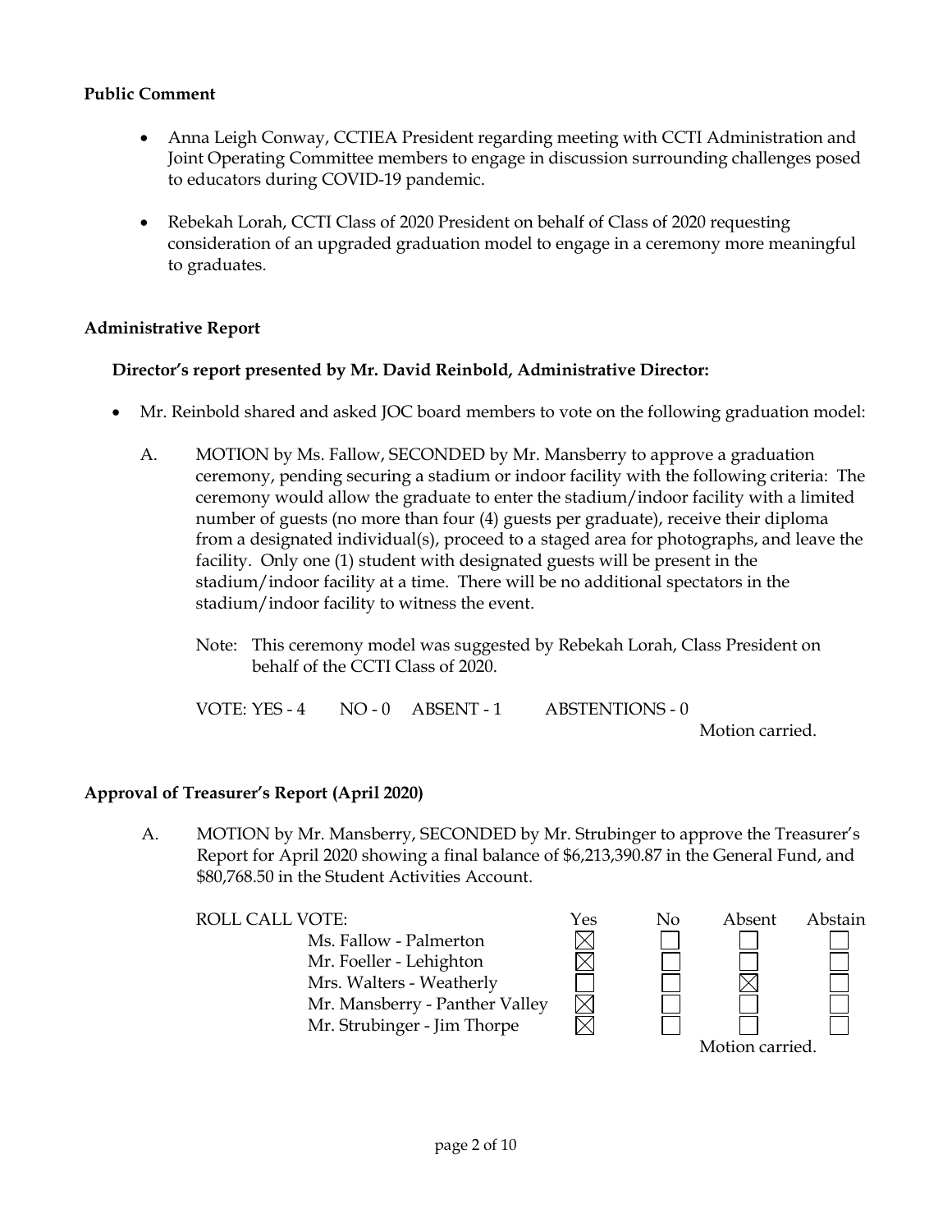## Public Comment

- Anna Leigh Conway, CCTIEA President regarding meeting with CCTI Administration and Joint Operating Committee members to engage in discussion surrounding challenges posed to educators during COVID-19 pandemic.
- Rebekah Lorah, CCTI Class of 2020 President on behalf of Class of 2020 requesting consideration of an upgraded graduation model to engage in a ceremony more meaningful to graduates.

## Administrative Report

### Director's report presented by Mr. David Reinbold, Administrative Director:

- Mr. Reinbold shared and asked JOC board members to vote on the following graduation model:

A. MOTION by Ms. Fallow, SECONDED by Mr. Mansberry to approve a graduation ceremony, pending securing a stadium or indoor facility with the following criteria: The ceremony would allow the graduate to enter the stadium/indoor facility with a limited number of guests (no more than four (4) guests per graduate), receive their diploma from a designated individual(s), proceed to a staged area for photographs, and leave the facility. Only one (1) student with designated guests will be present in the stadium/indoor facility at a time. There will be no additional spectators in the stadium/indoor facility to witness the event.

Note: This ceremony model was suggested by Rebekah Lorah, Class President on behalf of the CCTI Class of 2020.

VOTE: YES - 4 NO - 0 ABSENT - 1 ABSTENTIONS - 0

Motion carried.

## Approval of Treasurer's Report (April 2020)

A. MOTION by Mr. Mansberry, SECONDED by Mr. Strubinger to approve the Treasurer's Report for April 2020 showing a final balance of $6,213,390.87 in the General Fund, and $80,768.50 in the Student Activities Account.

| ROLL CALL VOTE: | Yes | No | Absent | Abstain |
|---|---|---|---|---|
| Ms. Fallow - Palmerton | ☒ | ☐ | ☐ | ☐ |
| Mr. Foeller - Lehighton | ☒ | ☐ | ☐ | ☐ |
| Mrs. Walters - Weatherly | ☐ | ☐ | ☒ | ☐ |
| Mr. Mansberry - Panther Valley | ☒ | ☐ | ☐ | ☐ |
| Mr. Strubinger - Jim Thorpe | ☒ | ☐ | ☐ | ☐ |

Motion carried.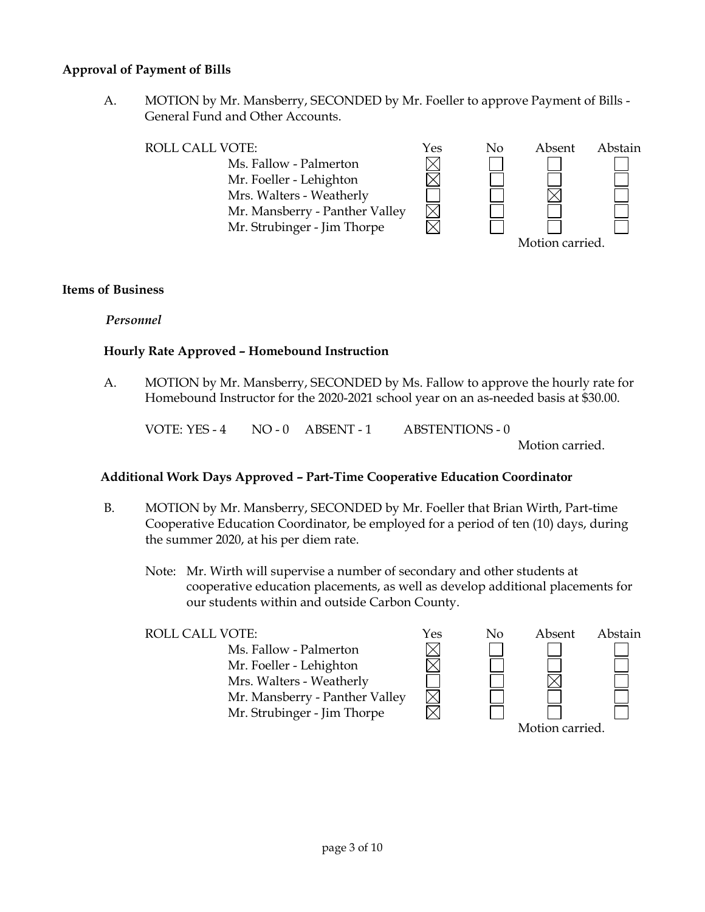**Approval of Payment of Bills**

A. MOTION by Mr. Mansberry, SECONDED by Mr. Foeller to approve Payment of Bills - General Fund and Other Accounts.

| ROLL CALL VOTE: | Yes | No | Absent | Abstain |
|---|---|---|---|---|
| Ms. Fallow - Palmerton | ☒ | ☐ | ☐ | ☐ |
| Mr. Foeller - Lehighton | ☒ | ☐ | ☐ | ☐ |
| Mrs. Walters - Weatherly | ☐ | ☐ | ☒ | ☐ |
| Mr. Mansberry - Panther Valley | ☒ | ☐ | ☐ | ☐ |
| Mr. Strubinger - Jim Thorpe | ☒ | ☐ | ☐ | ☐ |

Motion carried.

**Items of Business**

*Personnel*

**Hourly Rate Approved – Homebound Instruction**

A. MOTION by Mr. Mansberry, SECONDED by Ms. Fallow to approve the hourly rate for Homebound Instructor for the 2020-2021 school year on an as-needed basis at $30.00.

VOTE: YES - 4 NO - 0 ABSENT - 1 ABSTENTIONS - 0

Motion carried.

**Additional Work Days Approved – Part-Time Cooperative Education Coordinator**

B. MOTION by Mr. Mansberry, SECONDED by Mr. Foeller that Brian Wirth, Part-time Cooperative Education Coordinator, be employed for a period of ten (10) days, during the summer 2020, at his per diem rate.

Note: Mr. Wirth will supervise a number of secondary and other students at cooperative education placements, as well as develop additional placements for our students within and outside Carbon County.

| ROLL CALL VOTE: | Yes | No | Absent | Abstain |
|---|---|---|---|---|
| Ms. Fallow - Palmerton | ☒ | ☐ | ☐ | ☐ |
| Mr. Foeller - Lehighton | ☒ | ☐ | ☐ | ☐ |
| Mrs. Walters - Weatherly | ☐ | ☐ | ☒ | ☐ |
| Mr. Mansberry - Panther Valley | ☒ | ☐ | ☐ | ☐ |
| Mr. Strubinger - Jim Thorpe | ☒ | ☐ | ☐ | ☐ |

Motion carried.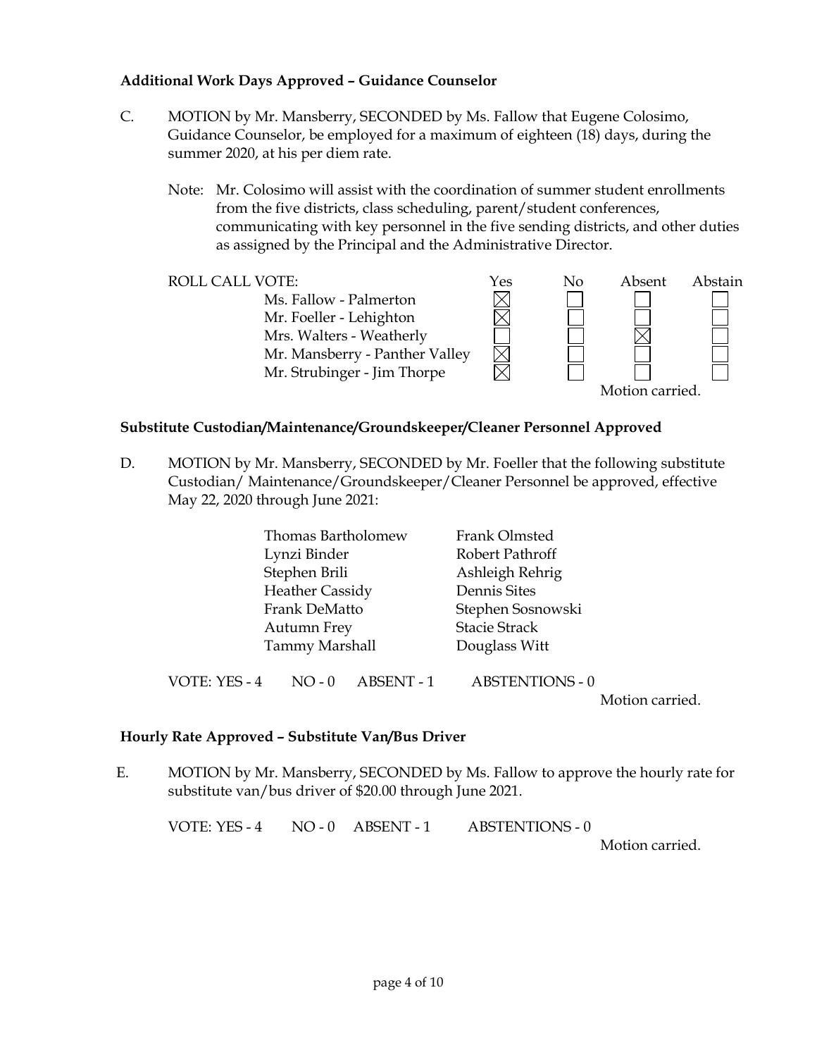**Additional Work Days Approved – Guidance Counselor**

C. MOTION by Mr. Mansberry, SECONDED by Ms. Fallow that Eugene Colosimo, Guidance Counselor, be employed for a maximum of eighteen (18) days, during the summer 2020, at his per diem rate.

Note: Mr. Colosimo will assist with the coordination of summer student enrollments from the five districts, class scheduling, parent/student conferences, communicating with key personnel in the five sending districts, and other duties as assigned by the Principal and the Administrative Director.

| ROLL CALL VOTE: | Yes | No | Absent | Abstain |
|---|---|---|---|---|
| Ms. Fallow - Palmerton | ☒ | ☐ | ☐ | ☐ |
| Mr. Foeller - Lehighton | ☒ | ☐ | ☐ | ☐ |
| Mrs. Walters - Weatherly | ☐ | ☐ | ☒ | ☐ |
| Mr. Mansberry - Panther Valley | ☒ | ☐ | ☐ | ☐ |
| Mr. Strubinger - Jim Thorpe | ☒ | ☐ | ☐ | ☐ |

Motion carried.

**Substitute Custodian/Maintenance/Groundskeeper/Cleaner Personnel Approved**

D. MOTION by Mr. Mansberry, SECONDED by Mr. Foeller that the following substitute Custodian/ Maintenance/Groundskeeper/Cleaner Personnel be approved, effective May 22, 2020 through June 2021:

Thomas Bartholomew
Lynzi Binder
Stephen Brili
Heather Cassidy
Frank DeMatto
Autumn Frey
Tammy Marshall
Frank Olmsted
Robert Pathroff
Ashleigh Rehrig
Dennis Sites
Stephen Sosnowski
Stacie Strack
Douglass Witt

VOTE: YES - 4 NO - 0 ABSENT - 1 ABSTENTIONS - 0

Motion carried.

**Hourly Rate Approved – Substitute Van/Bus Driver**

E. MOTION by Mr. Mansberry, SECONDED by Ms. Fallow to approve the hourly rate for substitute van/bus driver of $20.00 through June 2021.

VOTE: YES - 4 NO - 0 ABSENT - 1 ABSTENTIONS - 0

Motion carried.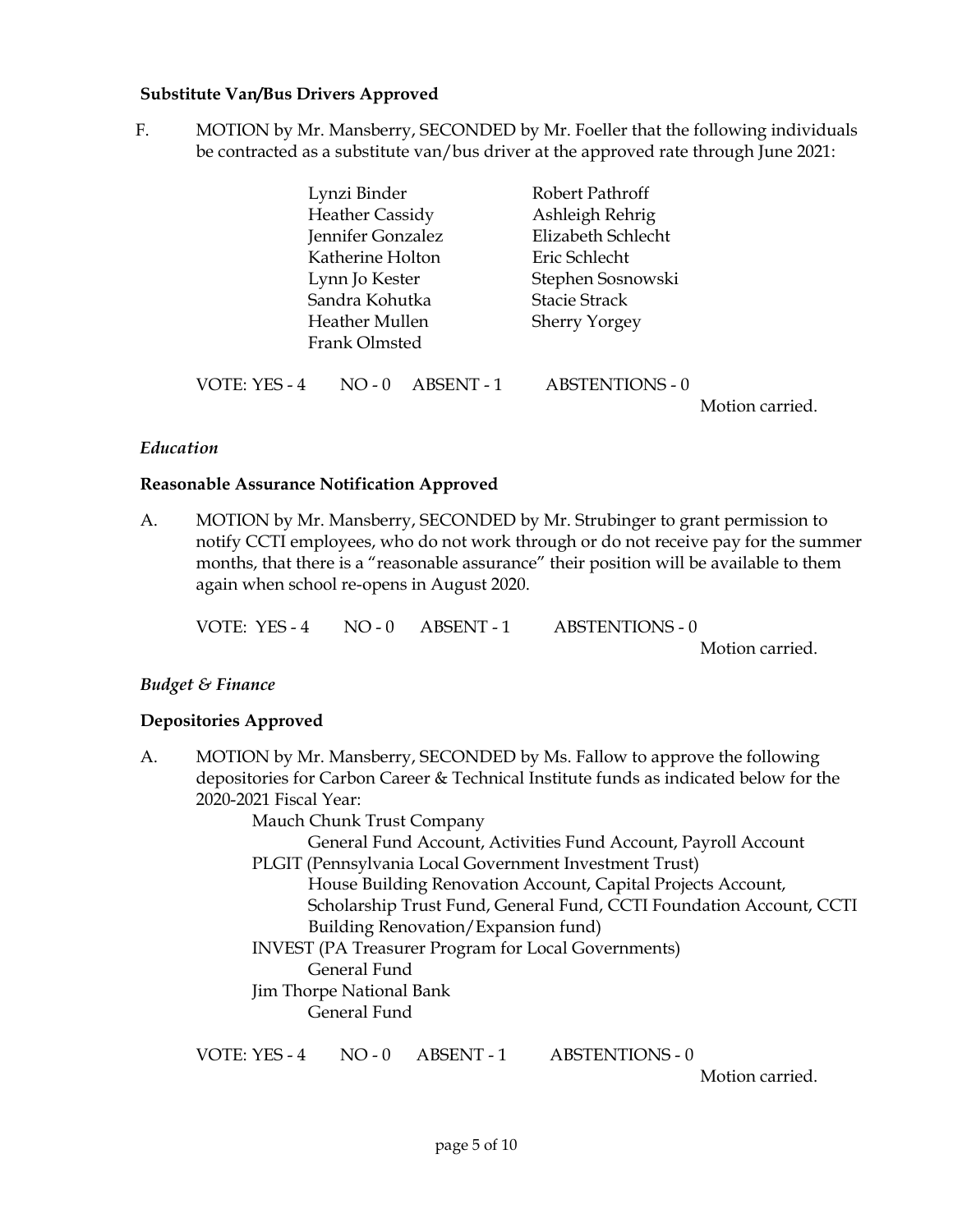**Substitute Van/Bus Drivers Approved**

F. MOTION by Mr. Mansberry, SECONDED by Mr. Foeller that the following individuals be contracted as a substitute van/bus driver at the approved rate through June 2021:

Lynzi Binder
Heather Cassidy
Jennifer Gonzalez
Katherine Holton
Lynn Jo Kester
Sandra Kohutka
Heather Mullen
Frank Olmsted
Robert Pathroff
Ashleigh Rehrig
Elizabeth Schlecht
Eric Schlecht
Stephen Sosnowski
Stacie Strack
Sherry Yorgey

VOTE: YES - 4 NO - 0 ABSENT - 1 ABSTENTIONS - 0

Motion carried.

*Education*

**Reasonable Assurance Notification Approved**

A. MOTION by Mr. Mansberry, SECONDED by Mr. Strubinger to grant permission to notify CCTI employees, who do not work through or do not receive pay for the summer months, that there is a "reasonable assurance" their position will be available to them again when school re-opens in August 2020.

VOTE: YES - 4 NO - 0 ABSENT - 1 ABSTENTIONS - 0

Motion carried.

*Budget & Finance*

**Depositories Approved**

A. MOTION by Mr. Mansberry, SECONDED by Ms. Fallow to approve the following depositories for Carbon Career & Technical Institute funds as indicated below for the 2020-2021 Fiscal Year:

- Mauch Chunk Trust Company
  - General Fund Account, Activities Fund Account, Payroll Account
- PLGIT (Pennsylvania Local Government Investment Trust)
  - House Building Renovation Account, Capital Projects Account, Scholarship Trust Fund, General Fund, CCTI Foundation Account, CCTI Building Renovation/Expansion fund)
- INVEST (PA Treasurer Program for Local Governments)
  - General Fund
- Jim Thorpe National Bank
  - General Fund

VOTE: YES - 4 NO - 0 ABSENT - 1 ABSTENTIONS - 0

Motion carried.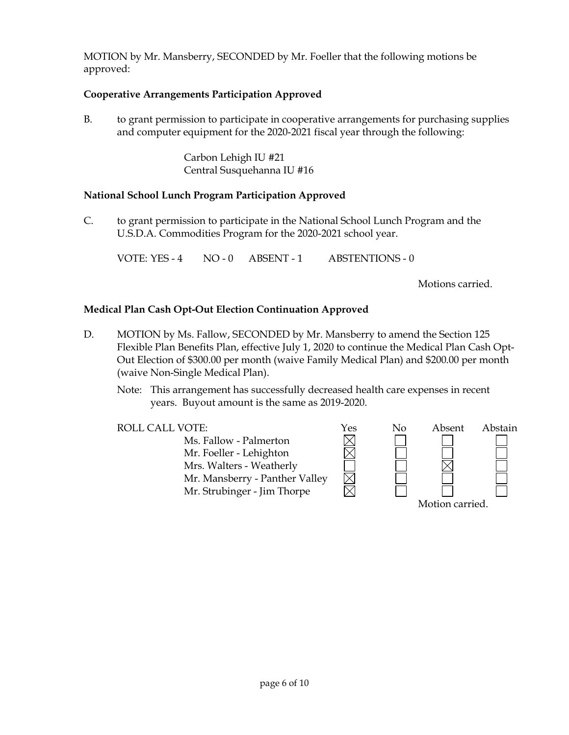MOTION by Mr. Mansberry, SECONDED by Mr. Foeller that the following motions be approved:

**Cooperative Arrangements Participation Approved**

B. to grant permission to participate in cooperative arrangements for purchasing supplies and computer equipment for the 2020-2021 fiscal year through the following:

Carbon Lehigh IU #21
Central Susquehanna IU #16

**National School Lunch Program Participation Approved**

C. to grant permission to participate in the National School Lunch Program and the U.S.D.A. Commodities Program for the 2020-2021 school year.

VOTE: YES - 4 NO - 0 ABSENT - 1 ABSTENTIONS - 0

Motions carried.

**Medical Plan Cash Opt-Out Election Continuation Approved**

D. MOTION by Ms. Fallow, SECONDED by Mr. Mansberry to amend the Section 125 Flexible Plan Benefits Plan, effective July 1, 2020 to continue the Medical Plan Cash Opt-Out Election of $300.00 per month (waive Family Medical Plan) and $200.00 per month (waive Non-Single Medical Plan).

Note: This arrangement has successfully decreased health care expenses in recent years. Buyout amount is the same as 2019-2020.

| ROLL CALL VOTE: | Yes | No | Absent | Abstain |
|---|---|---|---|---|
| Ms. Fallow - Palmerton | ☒ | ☐ | ☐ | ☐ |
| Mr. Foeller - Lehighton | ☒ | ☐ | ☐ | ☐ |
| Mrs. Walters - Weatherly | ☐ | ☐ | ☒ | ☐ |
| Mr. Mansberry - Panther Valley | ☒ | ☐ | ☐ | ☐ |
| Mr. Strubinger - Jim Thorpe | ☒ | ☐ | ☐ | ☐ |

Motion carried.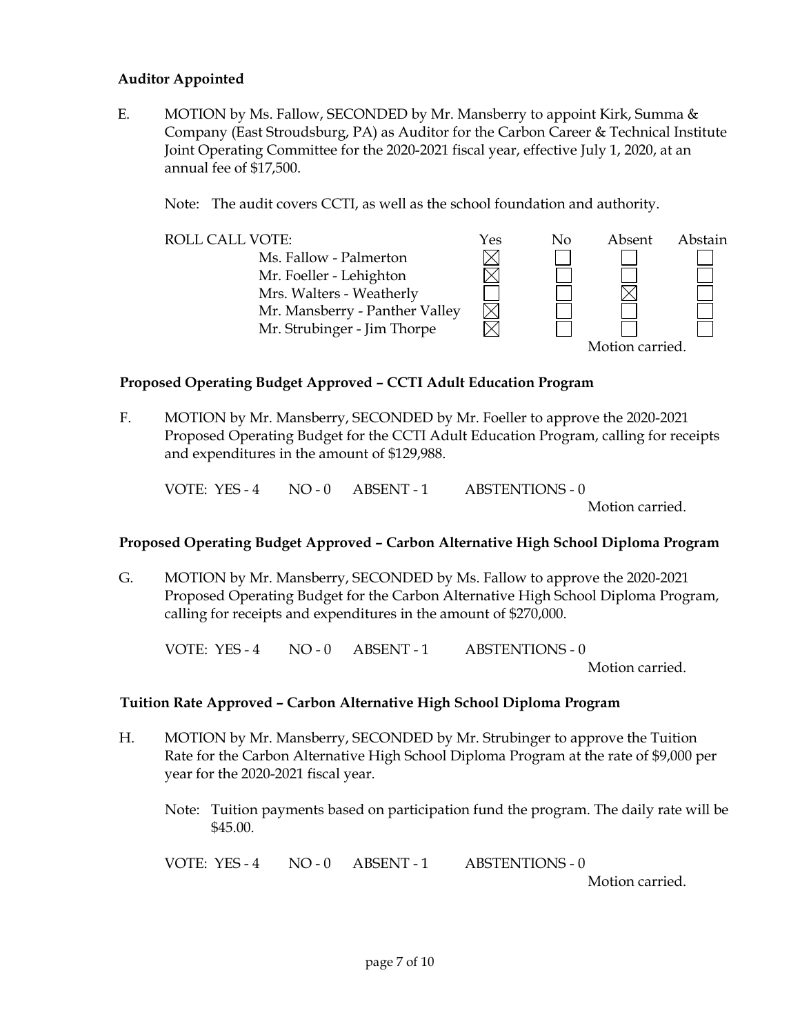**Auditor Appointed**

E. MOTION by Ms. Fallow, SECONDED by Mr. Mansberry to appoint Kirk, Summa & Company (East Stroudsburg, PA) as Auditor for the Carbon Career & Technical Institute Joint Operating Committee for the 2020-2021 fiscal year, effective July 1, 2020, at an annual fee of $17,500.

Note: The audit covers CCTI, as well as the school foundation and authority.

| ROLL CALL VOTE: | Yes | No | Absent | Abstain |
|---|---|---|---|---|
| Ms. Fallow - Palmerton | ☒ | ☐ | ☐ | ☐ |
| Mr. Foeller - Lehighton | ☒ | ☐ | ☐ | ☐ |
| Mrs. Walters - Weatherly | ☐ | ☐ | ☒ | ☐ |
| Mr. Mansberry - Panther Valley | ☒ | ☐ | ☐ | ☐ |
| Mr. Strubinger - Jim Thorpe | ☒ | ☐ | ☐ | ☐ |

Motion carried.

**Proposed Operating Budget Approved – CCTI Adult Education Program**

F. MOTION by Mr. Mansberry, SECONDED by Mr. Foeller to approve the 2020-2021 Proposed Operating Budget for the CCTI Adult Education Program, calling for receipts and expenditures in the amount of $129,988.

VOTE: YES - 4 NO - 0 ABSENT - 1 ABSTENTIONS - 0

Motion carried.

**Proposed Operating Budget Approved – Carbon Alternative High School Diploma Program**

G. MOTION by Mr. Mansberry, SECONDED by Ms. Fallow to approve the 2020-2021 Proposed Operating Budget for the Carbon Alternative High School Diploma Program, calling for receipts and expenditures in the amount of $270,000.

VOTE: YES - 4 NO - 0 ABSENT - 1 ABSTENTIONS - 0

Motion carried.

**Tuition Rate Approved – Carbon Alternative High School Diploma Program**

H. MOTION by Mr. Mansberry, SECONDED by Mr. Strubinger to approve the Tuition Rate for the Carbon Alternative High School Diploma Program at the rate of $9,000 per year for the 2020-2021 fiscal year.

Note: Tuition payments based on participation fund the program. The daily rate will be $45.00.

VOTE: YES - 4 NO - 0 ABSENT - 1 ABSTENTIONS - 0

Motion carried.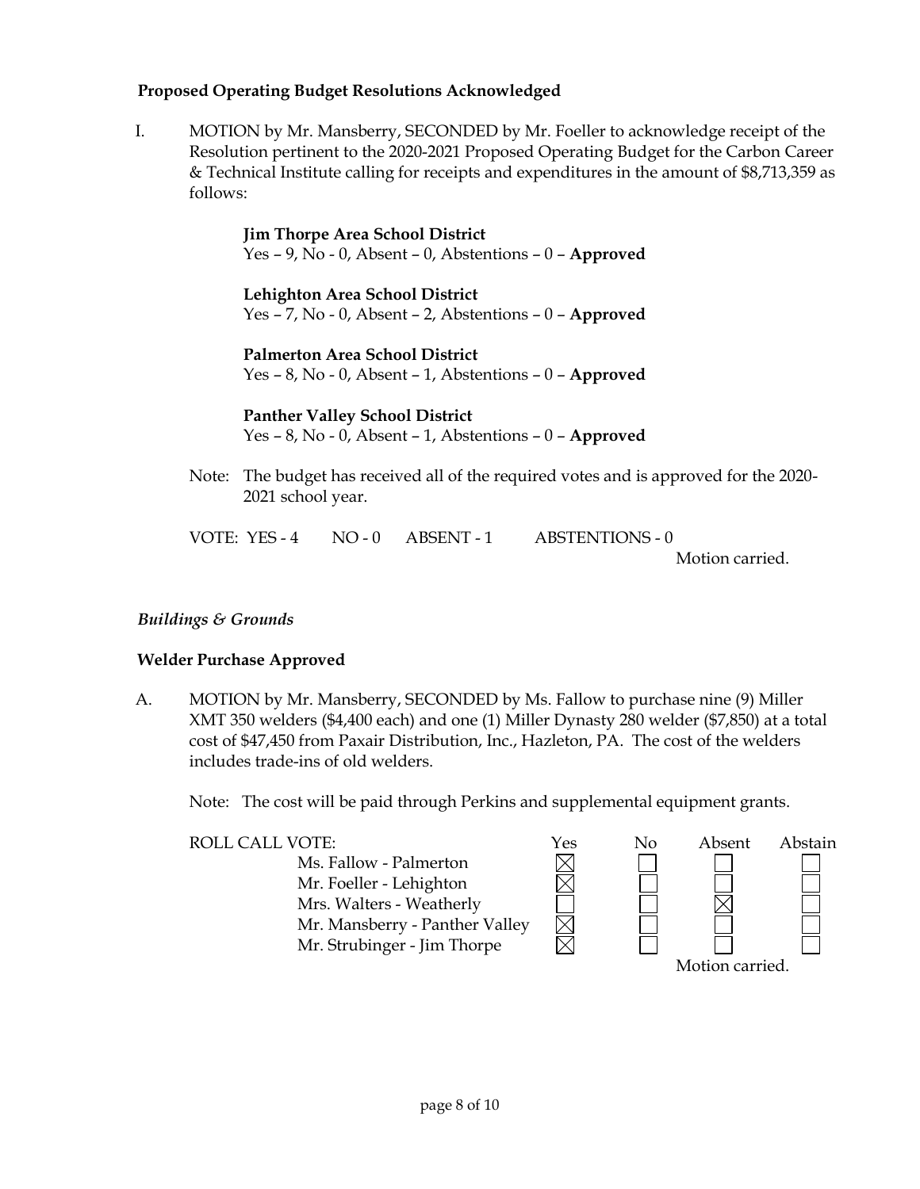**Proposed Operating Budget Resolutions Acknowledged**

I. MOTION by Mr. Mansberry, SECONDED by Mr. Foeller to acknowledge receipt of the Resolution pertinent to the 2020-2021 Proposed Operating Budget for the Carbon Career & Technical Institute calling for receipts and expenditures in the amount of $8,713,359 as follows:

**Jim Thorpe Area School District**
Yes – 9, No - 0, Absent – 0, Abstentions – 0 – **Approved**

**Lehighton Area School District**
Yes – 7, No - 0, Absent – 2, Abstentions – 0 – **Approved**

**Palmerton Area School District**
Yes – 8, No - 0, Absent – 1, Abstentions – 0 – **Approved**

**Panther Valley School District**
Yes – 8, No - 0, Absent – 1, Abstentions – 0 – **Approved**

Note: The budget has received all of the required votes and is approved for the 2020-2021 school year.

VOTE: YES - 4 NO - 0 ABSENT - 1 ABSTENTIONS - 0

Motion carried.

*Buildings & Grounds*

**Welder Purchase Approved**

A. MOTION by Mr. Mansberry, SECONDED by Ms. Fallow to purchase nine (9) Miller XMT 350 welders ($4,400 each) and one (1) Miller Dynasty 280 welder ($7,850) at a total cost of $47,450 from Paxair Distribution, Inc., Hazleton, PA. The cost of the welders includes trade-ins of old welders.

Note: The cost will be paid through Perkins and supplemental equipment grants.

| ROLL CALL VOTE: | Yes | No | Absent | Abstain |
|---|---|---|---|---|
| Ms. Fallow - Palmerton | ☒ | ☐ | ☐ | ☐ |
| Mr. Foeller - Lehighton | ☒ | ☐ | ☐ | ☐ |
| Mrs. Walters - Weatherly | ☐ | ☐ | ☒ | ☐ |
| Mr. Mansberry - Panther Valley | ☒ | ☐ | ☐ | ☐ |
| Mr. Strubinger - Jim Thorpe | ☒ | ☐ | ☐ | ☐ |

Motion carried.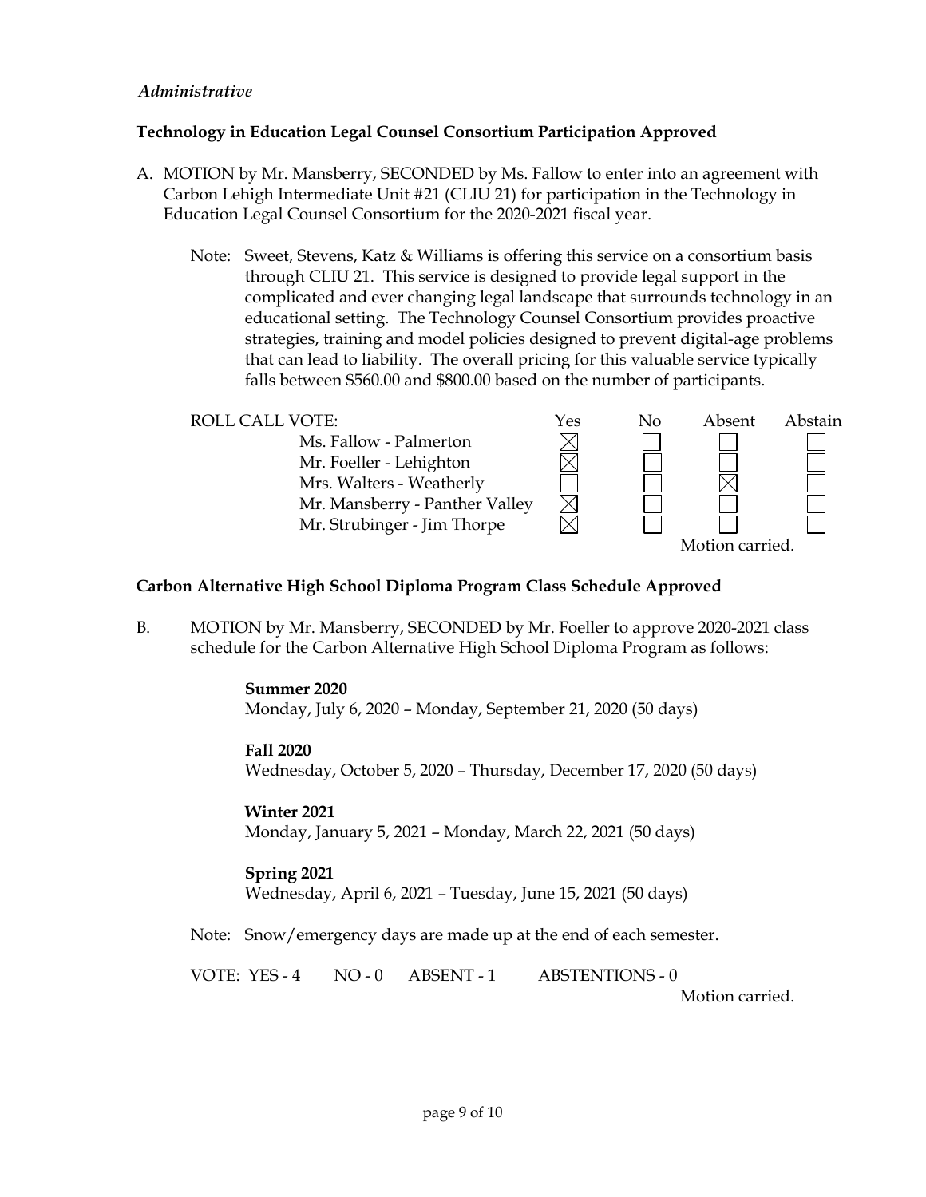*Administrative*

**Technology in Education Legal Counsel Consortium Participation Approved**

A. MOTION by Mr. Mansberry, SECONDED by Ms. Fallow to enter into an agreement with Carbon Lehigh Intermediate Unit #21 (CLIU 21) for participation in the Technology in Education Legal Counsel Consortium for the 2020-2021 fiscal year.

Note: Sweet, Stevens, Katz & Williams is offering this service on a consortium basis through CLIU 21. This service is designed to provide legal support in the complicated and ever changing legal landscape that surrounds technology in an educational setting. The Technology Counsel Consortium provides proactive strategies, training and model policies designed to prevent digital-age problems that can lead to liability. The overall pricing for this valuable service typically falls between $560.00 and $800.00 based on the number of participants.

| ROLL CALL VOTE: | Yes | No | Absent | Abstain |
|---|---|---|---|---|
| Ms. Fallow - Palmerton | ☒ | ☐ | ☐ | ☐ |
| Mr. Foeller - Lehighton | ☒ | ☐ | ☐ | ☐ |
| Mrs. Walters - Weatherly | ☐ | ☐ | ☒ | ☐ |
| Mr. Mansberry - Panther Valley | ☒ | ☐ | ☐ | ☐ |
| Mr. Strubinger - Jim Thorpe | ☒ | ☐ | ☐ | ☐ |

Motion carried.

**Carbon Alternative High School Diploma Program Class Schedule Approved**

B. MOTION by Mr. Mansberry, SECONDED by Mr. Foeller to approve 2020-2021 class schedule for the Carbon Alternative High School Diploma Program as follows:

**Summer 2020**
Monday, July 6, 2020 – Monday, September 21, 2020 (50 days)

**Fall 2020**
Wednesday, October 5, 2020 – Thursday, December 17, 2020 (50 days)

**Winter 2021**
Monday, January 5, 2021 – Monday, March 22, 2021 (50 days)

**Spring 2021**
Wednesday, April 6, 2021 – Tuesday, June 15, 2021 (50 days)

Note: Snow/emergency days are made up at the end of each semester.

VOTE: YES - 4 NO - 0 ABSENT - 1 ABSTENTIONS - 0

Motion carried.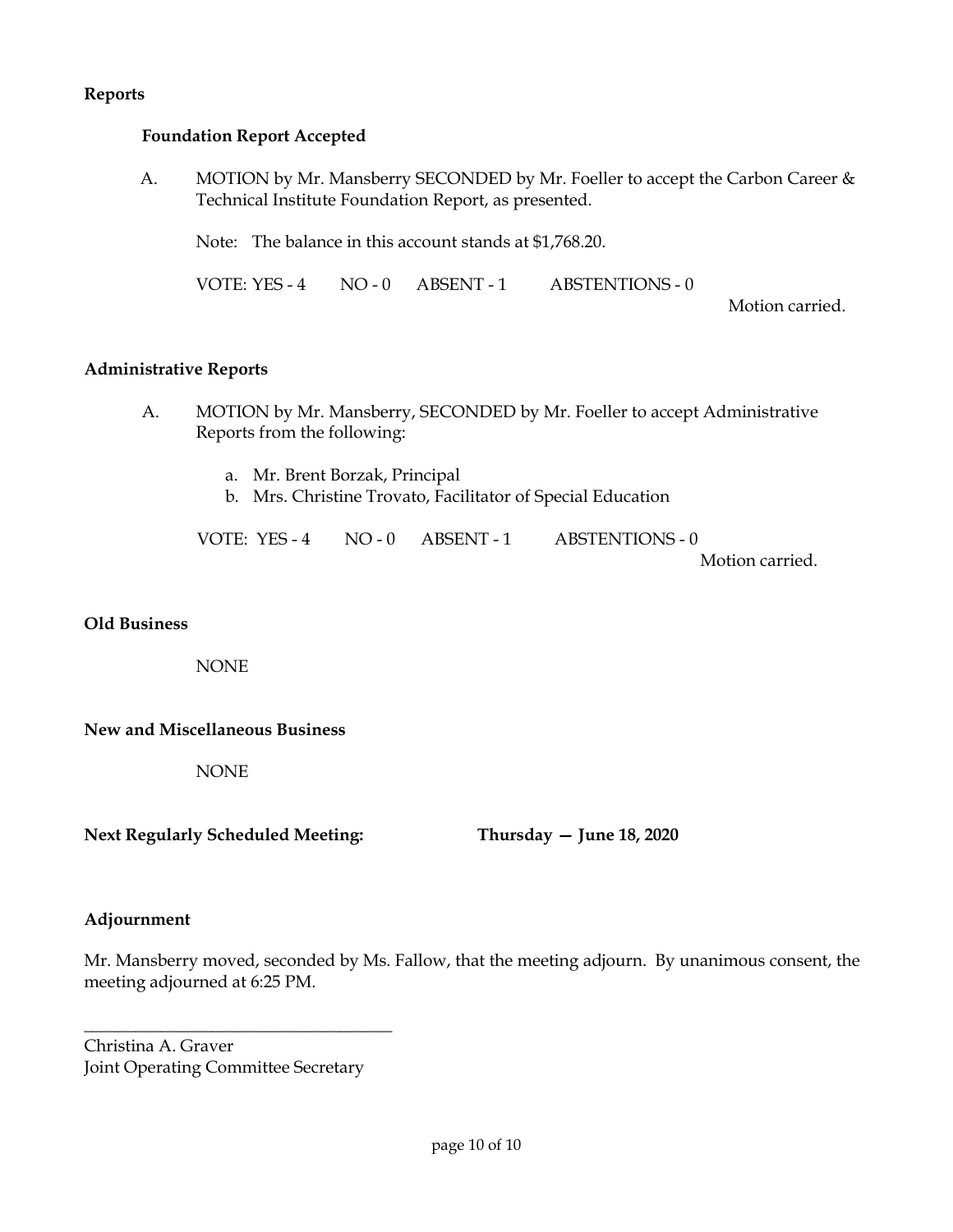## Reports

### Foundation Report Accepted

A. MOTION by Mr. Mansberry SECONDED by Mr. Foeller to accept the Carbon Career & Technical Institute Foundation Report, as presented.

Note: The balance in this account stands at $1,768.20.

VOTE: YES - 4 NO - 0 ABSENT - 1 ABSTENTIONS - 0

Motion carried.

### Administrative Reports

A. MOTION by Mr. Mansberry, SECONDED by Mr. Foeller to accept Administrative Reports from the following:

a. Mr. Brent Borzak, Principal
b. Mrs. Christine Trovato, Facilitator of Special Education

VOTE: YES - 4 NO - 0 ABSENT - 1 ABSTENTIONS - 0

Motion carried.

## Old Business

NONE

## New and Miscellaneous Business

NONE

**Next Regularly Scheduled Meeting:** **Thursday — June 18, 2020**

## Adjournment

Mr. Mansberry moved, seconded by Ms. Fallow, that the meeting adjourn. By unanimous consent, the meeting adjourned at 6:25 PM.

_____________________________________

Christina A. Graver
Joint Operating Committee Secretary